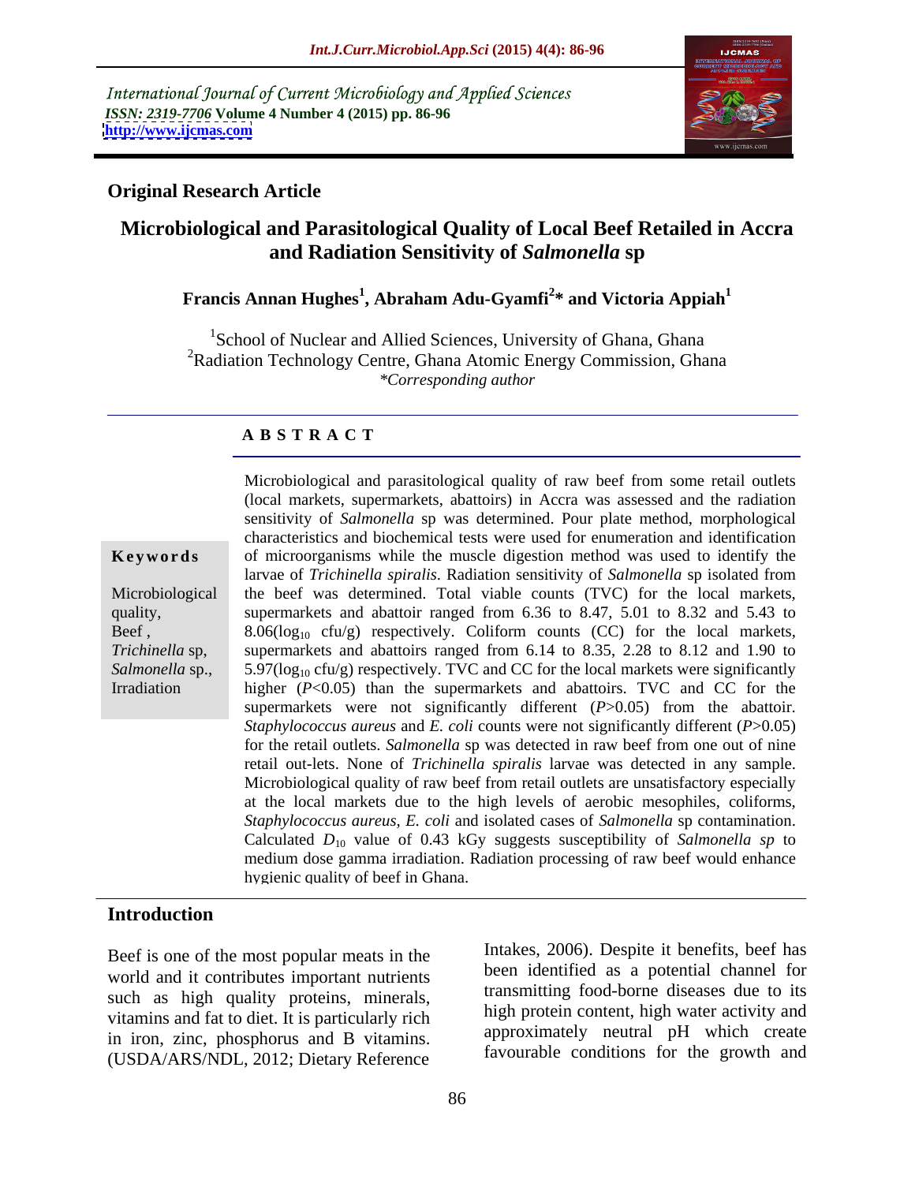International Journal of Current Microbiology and Applied Sciences
*ISSN: 2319-7706* **Volume 4 Number 4 (2015) pp. 86-96**
**http://www.ijcmas.com**

**Original Research Article**

# Microbiological and Parasitological Quality of Local Beef Retailed in Accra and Radiation Sensitivity of *Salmonella* sp

**Francis Annan Hughes[1], Abraham Adu-Gyamfi[2]* and Victoria Appiah[1]**

[1]School of Nuclear and Allied Sciences, University of Ghana, Ghana
[2]Radiation Technology Centre, Ghana Atomic Energy Commission, Ghana
*\*Corresponding author*

## ABSTRACT

**Keywords**

Microbiological quality, Beef, *Trichinella* sp, *Salmonella* sp., Irradiation

Microbiological and parasitological quality of raw beef from some retail outlets (local markets, supermarkets, abattoirs) in Accra was assessed and the radiation sensitivity of *Salmonella* sp was determined. Pour plate method, morphological characteristics and biochemical tests were used for enumeration and identification of microorganisms while the muscle digestion method was used to identify the larvae of *Trichinella spiralis*. Radiation sensitivity of *Salmonella* sp isolated from the beef was determined. Total viable counts (TVC) for the local markets, supermarkets and abattoir ranged from 6.36 to 8.47, 5.01 to 8.32 and 5.43 to 8.06($\log_{10}$ cfu/g) respectively. Coliform counts (CC) for the local markets, supermarkets and abattoirs ranged from 6.14 to 8.35, 2.28 to 8.12 and 1.90 to 5.97($\log_{10}$ cfu/g) respectively. TVC and CC for the local markets were significantly higher ($P<0.05$) than the supermarkets and abattoirs. TVC and CC for the supermarkets were not significantly different ($P>0.05$) from the abattoir. *Staphylococcus aureus* and *E. coli* counts were not significantly different ($P>0.05$) for the retail outlets. *Salmonella* sp was detected in raw beef from one out of nine retail out-lets. None of *Trichinella spiralis* larvae was detected in any sample. Microbiological quality of raw beef from retail outlets are unsatisfactory especially at the local markets due to the high levels of aerobic mesophiles, coliforms, *Staphylococcus aureus*, *E. coli* and isolated cases of *Salmonella* sp contamination. Calculated $D_{10}$ value of 0.43 kGy suggests susceptibility of *Salmonella sp* to medium dose gamma irradiation. Radiation processing of raw beef would enhance hygienic quality of beef in Ghana.

## Introduction

Beef is one of the most popular meats in the world and it contributes important nutrients such as high quality proteins, minerals, vitamins and fat to diet. It is particularly rich in iron, zinc, phosphorus and B vitamins. (USDA/ARS/NDL, 2012; Dietary Reference Intakes, 2006). Despite it benefits, beef has been identified as a potential channel for transmitting food-borne diseases due to its high protein content, high water activity and approximately neutral pH which create favourable conditions for the growth and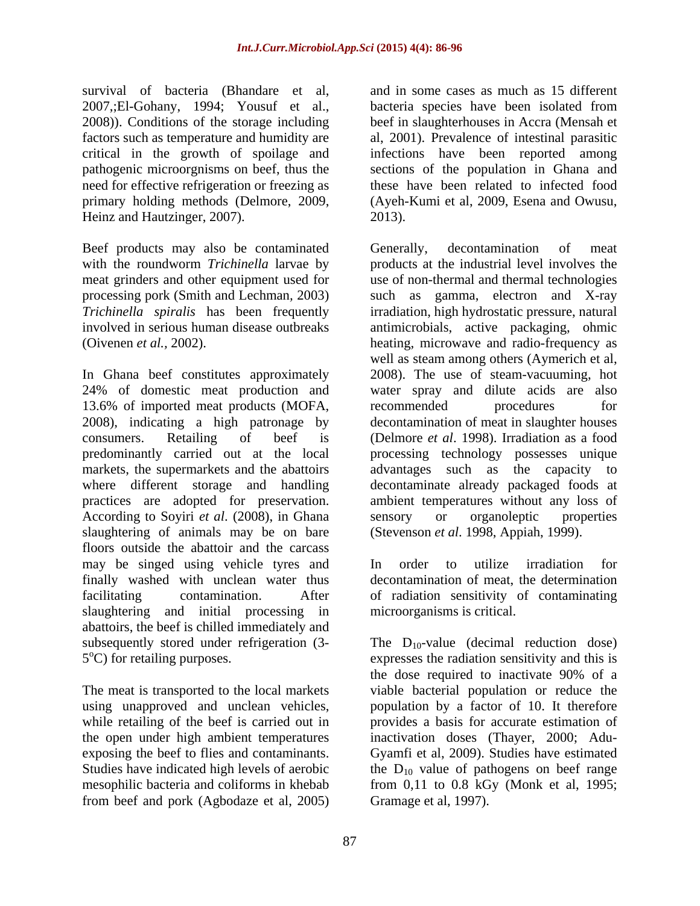survival of bacteria (Bhandare et al, 2007,;El-Gohany, 1994; Yousuf et al., 2008)). Conditions of the storage including factors such as temperature and humidity are critical in the growth of spoilage and pathogenic microorgnisms on beef, thus the need for effective refrigeration or freezing as primary holding methods (Delmore, 2009, Heinz and Hautzinger, 2007).

Beef products may also be contaminated with the roundworm *Trichinella* larvae by meat grinders and other equipment used for processing pork (Smith and Lechman, 2003) *Trichinella spiralis* has been frequently involved in serious human disease outbreaks (Oivenen *et al.,* 2002).

In Ghana beef constitutes approximately 24% of domestic meat production and 13.6% of imported meat products (MOFA, 2008), indicating a high patronage by consumers. Retailing of beef is predominantly carried out at the local markets, the supermarkets and the abattoirs where different storage and handling practices are adopted for preservation. According to Soyiri *et al*. (2008), in Ghana slaughtering of animals may be on bare floors outside the abattoir and the carcass may be singed using vehicle tyres and finally washed with unclean water thus facilitating contamination. After slaughtering and initial processing in abattoirs, the beef is chilled immediately and subsequently stored under refrigeration (3-5$^{o}$C) for retailing purposes.

The meat is transported to the local markets using unapproved and unclean vehicles, while retailing of the beef is carried out in the open under high ambient temperatures exposing the beef to flies and contaminants. Studies have indicated high levels of aerobic mesophilic bacteria and coliforms in khebab from beef and pork (Agbodaze et al, 2005) and in some cases as much as 15 different bacteria species have been isolated from beef in slaughterhouses in Accra (Mensah et al, 2001). Prevalence of intestinal parasitic infections have been reported among sections of the population in Ghana and these have been related to infected food (Ayeh-Kumi et al, 2009, Esena and Owusu, 2013).

Generally, decontamination of meat products at the industrial level involves the use of non-thermal and thermal technologies such as gamma, electron and X-ray irradiation, high hydrostatic pressure, natural antimicrobials, active packaging, ohmic heating, microwave and radio-frequency as well as steam among others (Aymerich et al, 2008). The use of steam-vacuuming, hot water spray and dilute acids are also recommended procedures for decontamination of meat in slaughter houses (Delmore *et al*. 1998). Irradiation as a food processing technology possesses unique advantages such as the capacity to decontaminate already packaged foods at ambient temperatures without any loss of sensory or organoleptic properties (Stevenson *et al*. 1998, Appiah, 1999).

In order to utilize irradiation for decontamination of meat, the determination of radiation sensitivity of contaminating microorganisms is critical.

The $D_{10}$-value (decimal reduction dose) expresses the radiation sensitivity and this is the dose required to inactivate 90% of a viable bacterial population or reduce the population by a factor of 10. It therefore provides a basis for accurate estimation of inactivation doses (Thayer, 2000; Adu-Gyamfi et al, 2009). Studies have estimated the $D_{10}$ value of pathogens on beef range from 0,11 to 0.8 kGy (Monk et al, 1995; Gramage et al, 1997).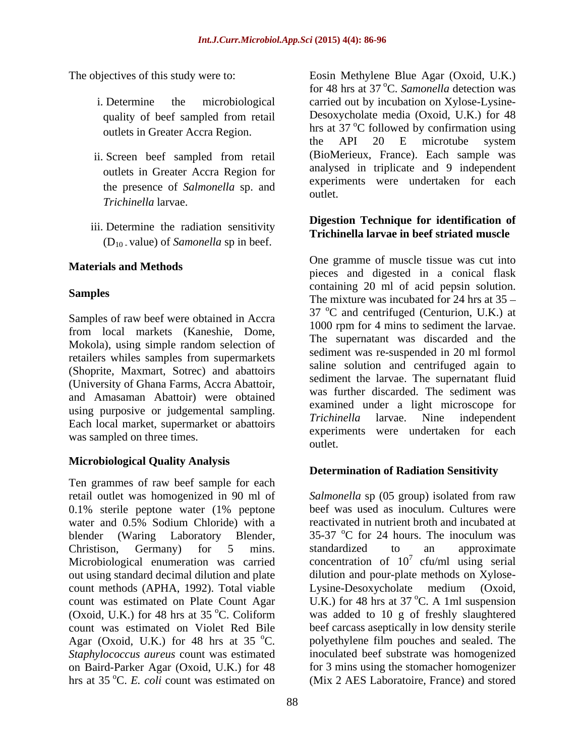The objectives of this study were to:

i. Determine the microbiological quality of beef sampled from retail outlets in Greater Accra Region.

ii. Screen beef sampled from retail outlets in Greater Accra Region for the presence of *Salmonella* sp. and *Trichinella* larvae.

iii. Determine the radiation sensitivity ($D_{10}$ - value) of *Samonella* sp in beef.

## Materials and Methods

### Samples

Samples of raw beef were obtained in Accra from local markets (Kaneshie, Dome, Mokola), using simple random selection of retailers whiles samples from supermarkets (Shoprite, Maxmart, Sotrec) and abattoirs (University of Ghana Farms, Accra Abattoir, and Amasaman Abattoir) were obtained using purposive or judgemental sampling. Each local market, supermarket or abattoirs was sampled on three times.

### Microbiological Quality Analysis

Ten grammes of raw beef sample for each retail outlet was homogenized in 90 ml of 0.1% sterile peptone water (1% peptone water and 0.5% Sodium Chloride) with a blender (Waring Laboratory Blender, Christison, Germany) for 5 mins. Microbiological enumeration was carried out using standard decimal dilution and plate count methods (APHA, 1992). Total viable count was estimated on Plate Count Agar (Oxoid, U.K.) for 48 hrs at 35 $^{o}$C. Coliform count was estimated on Violet Red Bile Agar (Oxoid, U.K.) for 48 hrs at 35 $^{o}$C. *Staphylococcus aureus* count was estimated on Baird-Parker Agar (Oxoid, U.K.) for 48 hrs at 35 $^{o}$C. *E. coli* count was estimated on Eosin Methylene Blue Agar (Oxoid, U.K.) for 48 hrs at 37 $^{o}$C. *Samonella* detection was carried out by incubation on Xylose-Lysine-Desoxycholate media (Oxoid, U.K.) for 48 hrs at 37 $^{o}$C followed by confirmation using the API 20 E microtube system (BioMerieux, France). Each sample was analysed in triplicate and 9 independent experiments were undertaken for each outlet.

### Digestion Technique for identification of Trichinella larvae in beef striated muscle

One gramme of muscle tissue was cut into pieces and digested in a conical flask containing 20 ml of acid pepsin solution. The mixture was incubated for 24 hrs at 35 – 37 $^{o}$C and centrifuged (Centurion, U.K.) at 1000 rpm for 4 mins to sediment the larvae. The supernatant was discarded and the sediment was re-suspended in 20 ml formol saline solution and centrifuged again to sediment the larvae. The supernatant fluid was further discarded. The sediment was examined under a light microscope for *Trichinella* larvae. Nine independent experiments were undertaken for each outlet.

### Determination of Radiation Sensitivity

*Salmonella* sp (05 group) isolated from raw beef was used as inoculum. Cultures were reactivated in nutrient broth and incubated at 35-37 $^{o}$C for 24 hours. The inoculum was standardized to an approximate concentration of $10^{7}$ cfu/ml using serial dilution and pour-plate methods on Xylose-Lysine-Desoxycholate medium (Oxoid, U.K.) for 48 hrs at 37 $^{o}$C. A 1ml suspension was added to 10 g of freshly slaughtered beef carcass aseptically in low density sterile polyethylene film pouches and sealed. The inoculated beef substrate was homogenized for 3 mins using the stomacher homogenizer (Mix 2 AES Laboratoire, France) and stored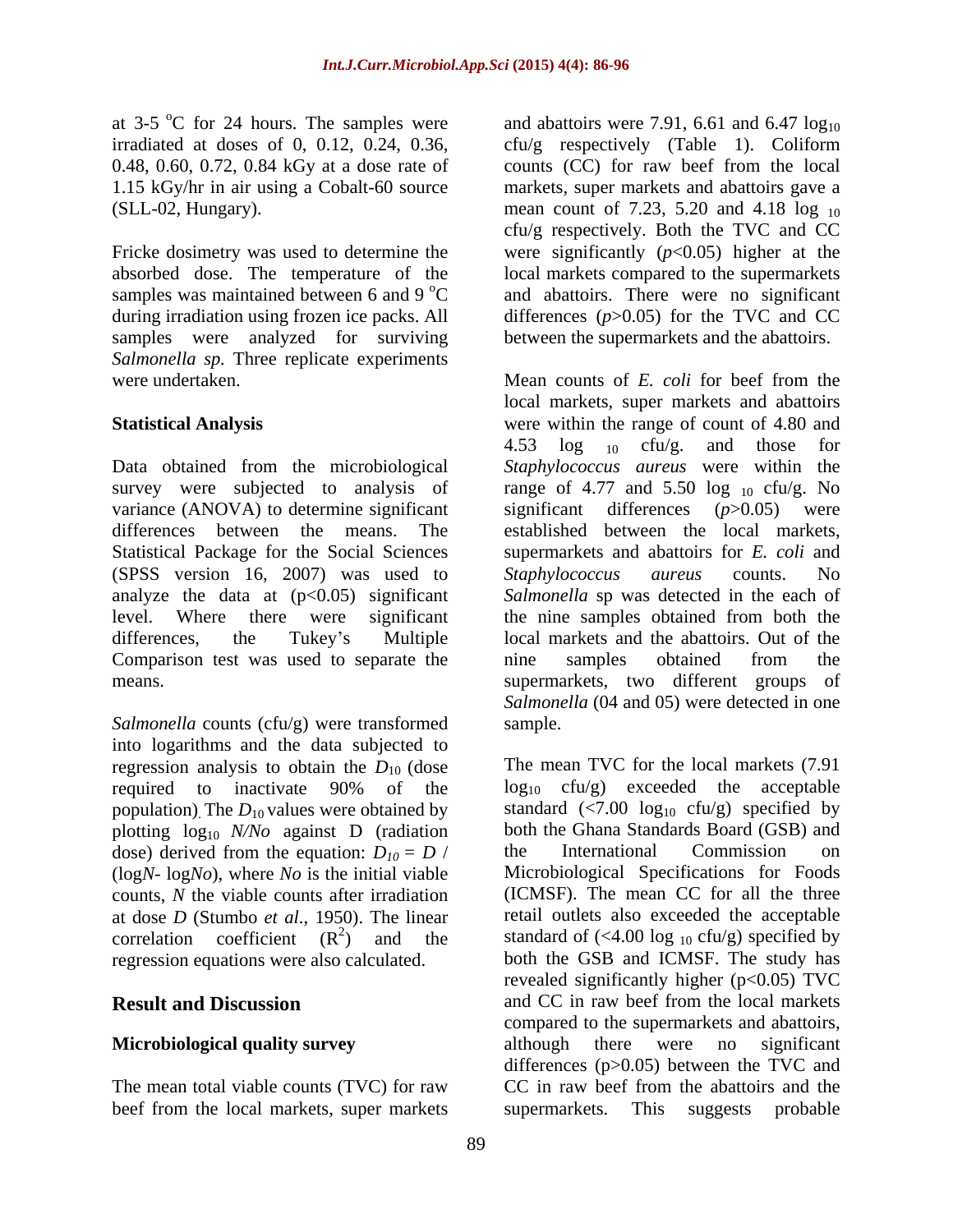at 3-5 °C for 24 hours. The samples were irradiated at doses of 0, 0.12, 0.24, 0.36, 0.48, 0.60, 0.72, 0.84 kGy at a dose rate of 1.15 kGy/hr in air using a Cobalt-60 source (SLL-02, Hungary).

Fricke dosimetry was used to determine the absorbed dose. The temperature of the samples was maintained between 6 and 9 °C during irradiation using frozen ice packs. All samples were analyzed for surviving *Salmonella sp.* Three replicate experiments were undertaken.

## Statistical Analysis

Data obtained from the microbiological survey were subjected to analysis of variance (ANOVA) to determine significant differences between the means. The Statistical Package for the Social Sciences (SPSS version 16, 2007) was used to analyze the data at ($p<0.05$) significant level. Where there were significant differences, the Tukey's Multiple Comparison test was used to separate the means.

*Salmonella* counts (cfu/g) were transformed into logarithms and the data subjected to regression analysis to obtain the $D_{10}$ (dose required to inactivate 90% of the population). The $D_{10}$ values were obtained by plotting $\log_{10} N/No$ against D (radiation dose) derived from the equation: $D_{10} = D / (\log N - \log No)$, where $No$ is the initial viable counts, $N$ the viable counts after irradiation at dose $D$ (Stumbo *et al*., 1950). The linear correlation coefficient ($R^2$) and the regression equations were also calculated.

## Result and Discussion

### Microbiological quality survey

The mean total viable counts (TVC) for raw beef from the local markets, super markets and abattoirs were 7.91, 6.61 and 6.47 $\log_{10}$ cfu/g respectively (Table 1). Coliform counts (CC) for raw beef from the local markets, super markets and abattoirs gave a mean count of 7.23, 5.20 and 4.18 $\log_{10}$ cfu/g respectively. Both the TVC and CC were significantly ($p<0.05$) higher at the local markets compared to the supermarkets and abattoirs. There were no significant differences ($p>0.05$) for the TVC and CC between the supermarkets and the abattoirs.

Mean counts of *E. coli* for beef from the local markets, super markets and abattoirs were within the range of count of 4.80 and 4.53 $\log_{10}$ cfu/g. and those for *Staphylococcus aureus* were within the range of 4.77 and 5.50 $\log_{10}$ cfu/g. No significant differences ($p>0.05$) were established between the local markets, supermarkets and abattoirs for *E. coli* and *Staphylococcus aureus* counts. No *Salmonella* sp was detected in the each of the nine samples obtained from both the local markets and the abattoirs. Out of the nine samples obtained from the supermarkets, two different groups of *Salmonella* (04 and 05) were detected in one sample.

The mean TVC for the local markets (7.91 $\log_{10}$ cfu/g) exceeded the acceptable standard ($<7.00 \log_{10}$ cfu/g) specified by both the Ghana Standards Board (GSB) and the International Commission on Microbiological Specifications for Foods (ICMSF). The mean CC for all the three retail outlets also exceeded the acceptable standard of ($<4.00 \log_{10}$ cfu/g) specified by both the GSB and ICMSF. The study has revealed significantly higher ($p<0.05$) TVC and CC in raw beef from the local markets compared to the supermarkets and abattoirs, although there were no significant differences ($p>0.05$) between the TVC and CC in raw beef from the abattoirs and the supermarkets. This suggests probable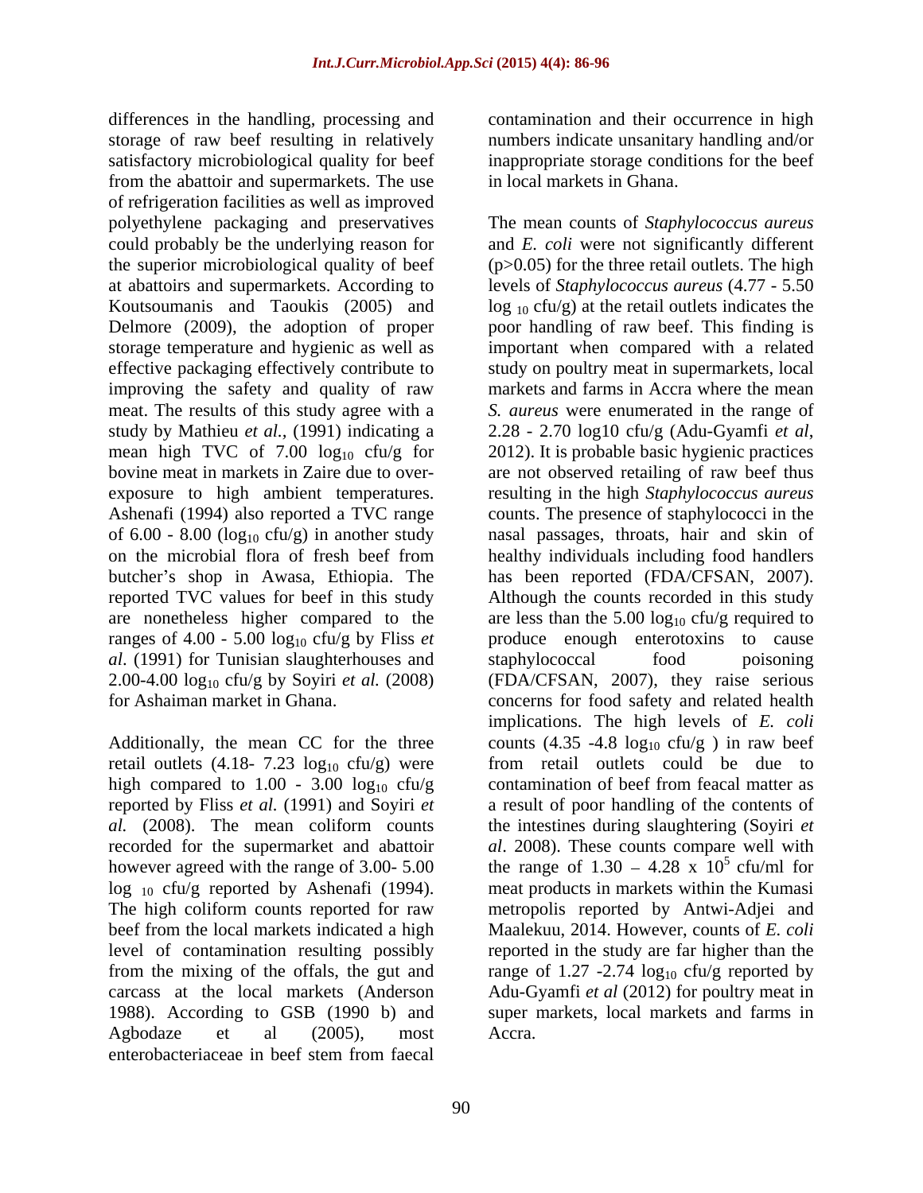differences in the handling, processing and storage of raw beef resulting in relatively satisfactory microbiological quality for beef from the abattoir and supermarkets. The use of refrigeration facilities as well as improved polyethylene packaging and preservatives could probably be the underlying reason for the superior microbiological quality of beef at abattoirs and supermarkets. According to Koutsoumanis and Taoukis (2005) and Delmore (2009), the adoption of proper storage temperature and hygienic as well as effective packaging effectively contribute to improving the safety and quality of raw meat. The results of this study agree with a study by Mathieu *et al.,* (1991) indicating a mean high TVC of 7.00 $\log_{10}$ cfu/g for bovine meat in markets in Zaire due to over-exposure to high ambient temperatures. Ashenafi (1994) also reported a TVC range of 6.00 - 8.00 ($\log_{10}$ cfu/g) in another study on the microbial flora of fresh beef from butcher's shop in Awasa, Ethiopia. The reported TVC values for beef in this study are nonetheless higher compared to the ranges of 4.00 - 5.00 $\log_{10}$ cfu/g by Fliss *et al.* (1991) for Tunisian slaughterhouses and 2.00-4.00 $\log_{10}$ cfu/g by Soyiri *et al.* (2008) for Ashaiman market in Ghana.

Additionally, the mean CC for the three retail outlets (4.18- 7.23 $\log_{10}$ cfu/g) were high compared to 1.00 - 3.00 $\log_{10}$ cfu/g reported by Fliss *et al.* (1991) and Soyiri *et al.* (2008). The mean coliform counts recorded for the supermarket and abattoir however agreed with the range of 3.00- 5.00 $\log_{10}$ cfu/g reported by Ashenafi (1994). The high coliform counts reported for raw beef from the local markets indicated a high level of contamination resulting possibly from the mixing of the offals, the gut and carcass at the local markets (Anderson 1988). According to GSB (1990 b) and Agbodaze et al (2005), most enterobacteriaceae in beef stem from faecal contamination and their occurrence in high numbers indicate unsanitary handling and/or inappropriate storage conditions for the beef in local markets in Ghana.

The mean counts of *Staphylococcus aureus* and *E. coli* were not significantly different ($p>0.05$) for the three retail outlets. The high levels of *Staphylococcus aureus* (4.77 - 5.50 $\log_{10}$ cfu/g) at the retail outlets indicates the poor handling of raw beef. This finding is important when compared with a related study on poultry meat in supermarkets, local markets and farms in Accra where the mean *S. aureus* were enumerated in the range of 2.28 - 2.70 log10 cfu/g (Adu-Gyamfi *et al*, 2012). It is probable basic hygienic practices are not observed retailing of raw beef thus resulting in the high *Staphylococcus aureus* counts. The presence of staphylococci in the nasal passages, throats, hair and skin of healthy individuals including food handlers has been reported (FDA/CFSAN, 2007). Although the counts recorded in this study are less than the 5.00 $\log_{10}$ cfu/g required to produce enough enterotoxins to cause staphylococcal food poisoning (FDA/CFSAN, 2007), they raise serious concerns for food safety and related health implications. The high levels of *E. coli* counts (4.35 -4.8 $\log_{10}$ cfu/g ) in raw beef from retail outlets could be due to contamination of beef from feacal matter as a result of poor handling of the contents of the intestines during slaughtering (Soyiri *et al*. 2008). These counts compare well with the range of 1.30 – 4.28 x $10^5$ cfu/ml for meat products in markets within the Kumasi metropolis reported by Antwi-Adjei and Maalekuu, 2014. However, counts of *E. coli* reported in the study are far higher than the range of 1.27 -2.74 $\log_{10}$ cfu/g reported by Adu-Gyamfi *et al* (2012) for poultry meat in super markets, local markets and farms in Accra.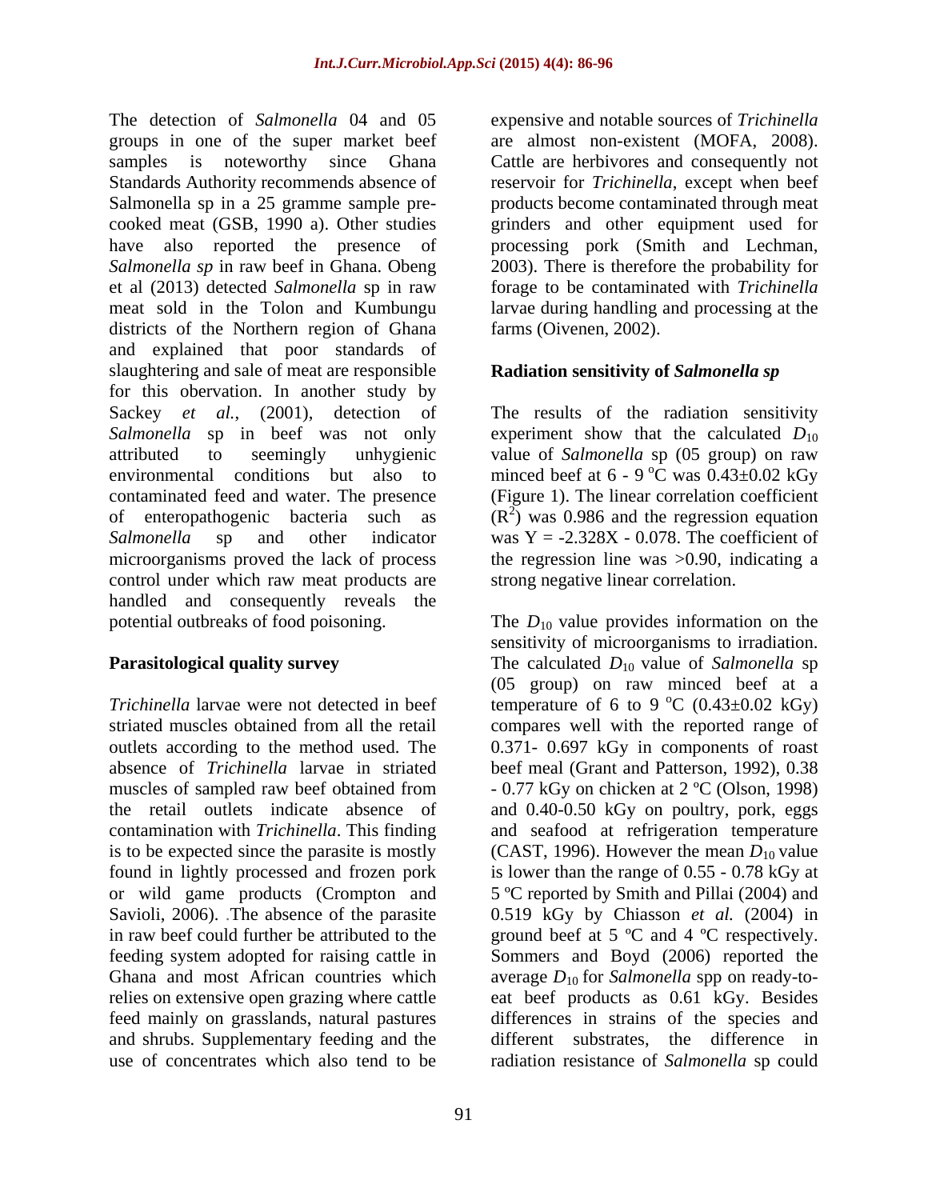The detection of *Salmonella* 04 and 05 groups in one of the super market beef samples is noteworthy since Ghana Standards Authority recommends absence of Salmonella sp in a 25 gramme sample pre-cooked meat (GSB, 1990 a). Other studies have also reported the presence of *Salmonella sp* in raw beef in Ghana. Obeng et al (2013) detected *Salmonella* sp in raw meat sold in the Tolon and Kumbungu districts of the Northern region of Ghana and explained that poor standards of slaughtering and sale of meat are responsible for this obervation. In another study by Sackey *et al.*, (2001), detection of *Salmonella* sp in beef was not only attributed to seemingly unhygienic environmental conditions but also to contaminated feed and water. The presence of enteropathogenic bacteria such as *Salmonella* sp and other indicator microorganisms proved the lack of process control under which raw meat products are handled and consequently reveals the potential outbreaks of food poisoning.

## Parasitological quality survey

*Trichinella* larvae were not detected in beef striated muscles obtained from all the retail outlets according to the method used. The absence of *Trichinella* larvae in striated muscles of sampled raw beef obtained from the retail outlets indicate absence of contamination with *Trichinella*. This finding is to be expected since the parasite is mostly found in lightly processed and frozen pork or wild game products (Crompton and Savioli, 2006). The absence of the parasite in raw beef could further be attributed to the feeding system adopted for raising cattle in Ghana and most African countries which relies on extensive open grazing where cattle feed mainly on grasslands, natural pastures and shrubs. Supplementary feeding and the use of concentrates which also tend to be expensive and notable sources of *Trichinella* are almost non-existent (MOFA, 2008). Cattle are herbivores and consequently not reservoir for *Trichinella*, except when beef products become contaminated through meat grinders and other equipment used for processing pork (Smith and Lechman, 2003). There is therefore the probability for forage to be contaminated with *Trichinella* larvae during handling and processing at the farms (Oivenen, 2002).

## Radiation sensitivity of *Salmonella sp*

The results of the radiation sensitivity experiment show that the calculated $D_{10}$ value of *Salmonella* sp (05 group) on raw minced beef at 6 - 9 °C was 0.43±0.02 kGy (Figure 1). The linear correlation coefficient ($R^2$) was 0.986 and the regression equation was $Y = -2.328X - 0.078$. The coefficient of the regression line was >0.90, indicating a strong negative linear correlation.

The $D_{10}$ value provides information on the sensitivity of microorganisms to irradiation. The calculated $D_{10}$ value of *Salmonella* sp (05 group) on raw minced beef at a temperature of 6 to 9 °C (0.43±0.02 kGy) compares well with the reported range of 0.371- 0.697 kGy in components of roast beef meal (Grant and Patterson, 1992), 0.38 - 0.77 kGy on chicken at 2 ºC (Olson, 1998) and 0.40-0.50 kGy on poultry, pork, eggs and seafood at refrigeration temperature (CAST, 1996). However the mean $D_{10}$ value is lower than the range of 0.55 - 0.78 kGy at 5 ºC reported by Smith and Pillai (2004) and 0.519 kGy by Chiasson *et al.* (2004) in ground beef at 5 ºC and 4 ºC respectively. Sommers and Boyd (2006) reported the average $D_{10}$ for *Salmonella* spp on ready-to-eat beef products as 0.61 kGy. Besides differences in strains of the species and different substrates, the difference in radiation resistance of *Salmonella* sp could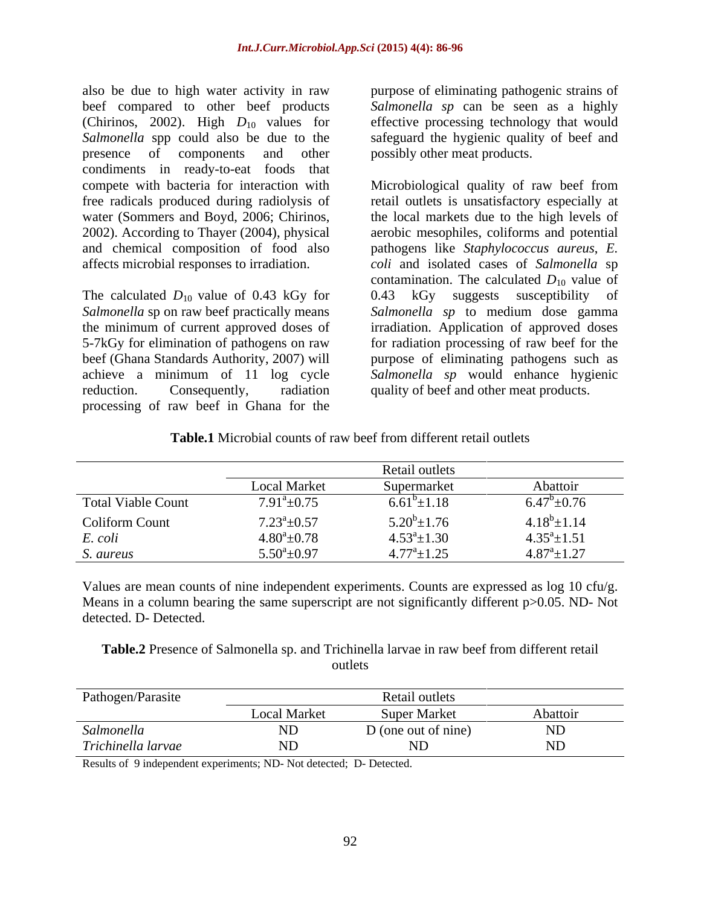also be due to high water activity in raw beef compared to other beef products (Chirinos, 2002). High $D_{10}$ values for *Salmonella* spp could also be due to the presence of components and other condiments in ready-to-eat foods that compete with bacteria for interaction with free radicals produced during radiolysis of water (Sommers and Boyd, 2006; Chirinos, 2002). According to Thayer (2004), physical and chemical composition of food also affects microbial responses to irradiation.

The calculated $D_{10}$ value of 0.43 kGy for *Salmonella* sp on raw beef practically means the minimum of current approved doses of 5-7kGy for elimination of pathogens on raw beef (Ghana Standards Authority, 2007) will achieve a minimum of 11 log cycle reduction. Consequently, radiation processing of raw beef in Ghana for the purpose of eliminating pathogenic strains of *Salmonella sp* can be seen as a highly effective processing technology that would safeguard the hygienic quality of beef and possibly other meat products.

Microbiological quality of raw beef from retail outlets is unsatisfactory especially at the local markets due to the high levels of aerobic mesophiles, coliforms and potential pathogens like *Staphylococcus aureus*, *E. coli* and isolated cases of *Salmonella* sp contamination. The calculated $D_{10}$ value of 0.43 kGy suggests susceptibility of *Salmonella sp* to medium dose gamma irradiation. Application of approved doses for radiation processing of raw beef for the purpose of eliminating pathogens such as *Salmonella sp* would enhance hygienic quality of beef and other meat products.

**Table.1** Microbial counts of raw beef from different retail outlets

| | Retail outlets | | |
|---|---|---|---|
| | Local Market | Supermarket | Abattoir |
| Total Viable Count | $7.91^{a}\pm0.75$ | $6.61^{b}\pm1.18$ | $6.47^{b}\pm0.76$ |
| Coliform Count | $7.23^{a}\pm0.57$ | $5.20^{b}\pm1.76$ | $4.18^{b}\pm1.14$ |
| *E. coli* | $4.80^{a}\pm0.78$ | $4.53^{a}\pm1.30$ | $4.35^{a}\pm1.51$ |
| *S. aureus* | $5.50^{a}\pm0.97$ | $4.77^{a}\pm1.25$ | $4.87^{a}\pm1.27$ |

Values are mean counts of nine independent experiments. Counts are expressed as log 10 cfu/g. Means in a column bearing the same superscript are not significantly different p>0.05. ND- Not detected. D- Detected.

**Table.2** Presence of Salmonella sp. and Trichinella larvae in raw beef from different retail outlets

| Pathogen/Parasite | Retail outlets | | |
|---|---|---|---|
| | Local Market | Super Market | Abattoir |
| *Salmonella* | ND | D (one out of nine) | ND |
| *Trichinella larvae* | ND | ND | ND |

Results of 9 independent experiments; ND- Not detected; D- Detected.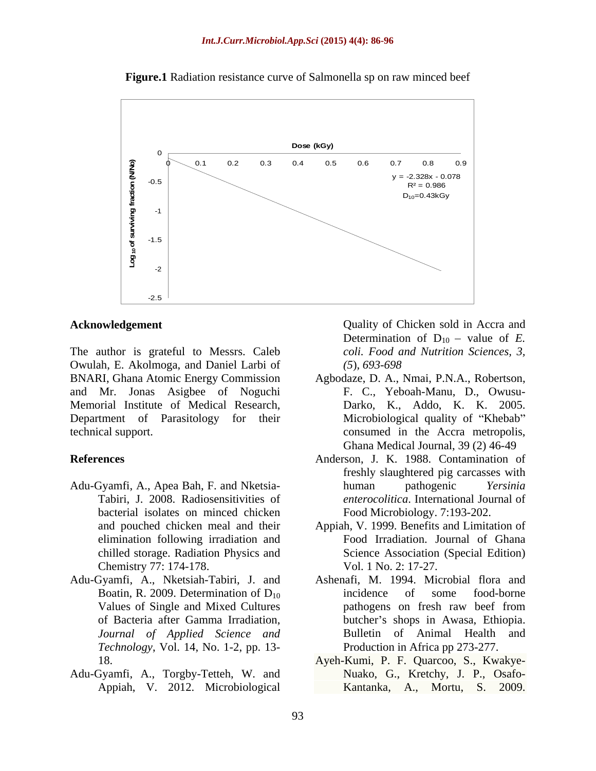**Figure.1** Radiation resistance curve of Salmonella sp on raw minced beef

Dose (kGy)

$y = -2.328x - 0.078$
$R^2 = 0.986$
$D_{10}$=0.43kGy

Log$_{10}$ of surviving fraction (N/No)

## Acknowledgement

The author is grateful to Messrs. Caleb Owulah, E. Akolmoga, and Daniel Larbi of BNARI, Ghana Atomic Energy Commission and Mr. Jonas Asigbee of Noguchi Memorial Institute of Medical Research, Department of Parasitology for their technical support.

## References

- Adu-Gyamfi, A., Apea Bah, F. and Nketsia-Tabiri, J. 2008. Radiosensitivities of bacterial isolates on minced chicken and pouched chicken meal and their elimination following irradiation and chilled storage. Radiation Physics and Chemistry 77: 174-178.
- Adu-Gyamfi, A., Nketsiah-Tabiri, J. and Boatin, R. 2009. Determination of $D_{10}$ Values of Single and Mixed Cultures of Bacteria after Gamma Irradiation, *Journal of Applied Science and Technology*, Vol. 14, No. 1-2, pp. 13-18.
- Adu-Gyamfi, A., Torgby-Tetteh, W. and Appiah, V. 2012. Microbiological Quality of Chicken sold in Accra and Determination of $D_{10}$ – value of *E. coli. Food and Nutrition Sciences, 3,* *(5), 693-698*
- Agbodaze, D. A., Nmai, P.N.A., Robertson, F. C., Yeboah-Manu, D., Owusu-Darko, K., Addo, K. K. 2005. Microbiological quality of "Khebab" consumed in the Accra metropolis, Ghana Medical Journal, 39 (2) 46-49
- Anderson, J. K. 1988. Contamination of freshly slaughtered pig carcasses with human pathogenic *Yersinia enterocolitica*. International Journal of Food Microbiology. 7:193-202.
- Appiah, V. 1999. Benefits and Limitation of Food Irradiation. Journal of Ghana Science Association (Special Edition) Vol. 1 No. 2: 17-27.
- Ashenafi, M. 1994. Microbial flora and incidence of some food-borne pathogens on fresh raw beef from butcher's shops in Awasa, Ethiopia. Bulletin of Animal Health and Production in Africa pp 273-277.
- Ayeh-Kumi, P. F. Quarcoo, S., Kwakye-Nuako, G., Kretchy, J. P., Osafo-Kantanka, A., Mortu, S. 2009.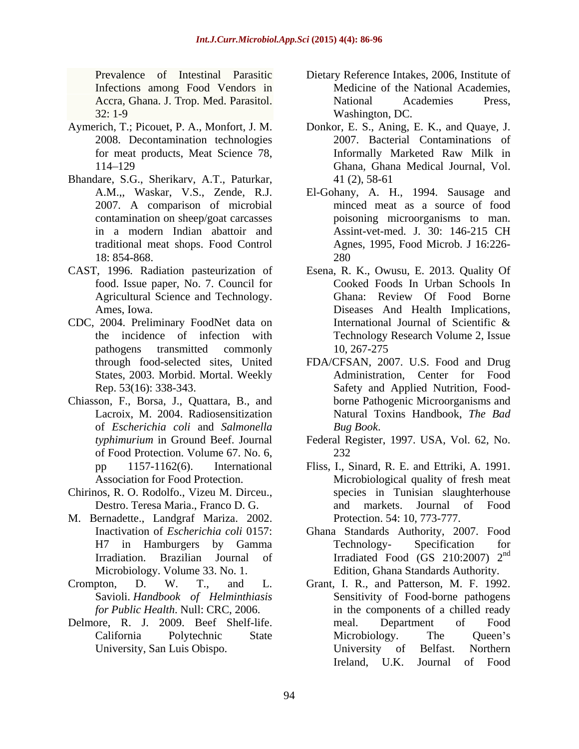Prevalence of Intestinal Parasitic Infections among Food Vendors in Accra, Ghana. J. Trop. Med. Parasitol. 32: 1-9

Aymerich, T.; Picouet, P. A., Monfort, J. M. 2008. Decontamination technologies for meat products, Meat Science 78, 114–129

Bhandare, S.G., Sherikarv, A.T., Paturkar, A.M.,, Waskar, V.S., Zende, R.J. 2007. A comparison of microbial contamination on sheep/goat carcasses in a modern Indian abattoir and traditional meat shops. Food Control 18: 854-868.

CAST, 1996. Radiation pasteurization of food. Issue paper, No. 7. Council for Agricultural Science and Technology. Ames, Iowa.

CDC, 2004. Preliminary FoodNet data on the incidence of infection with pathogens transmitted commonly through food-selected sites, United States, 2003. Morbid. Mortal. Weekly Rep. 53(16): 338-343.

Chiasson, F., Borsa, J., Quattara, B., and Lacroix, M. 2004. Radiosensitization of *Escherichia coli* and *Salmonella typhimurium* in Ground Beef. Journal of Food Protection. Volume 67. No. 6, pp 1157-1162(6). International Association for Food Protection.

Chirinos, R. O. Rodolfo., Vizeu M. Dirceu., Destro. Teresa Maria., Franco D. G. M. Bernadette., Landgraf Mariza. 2002. Inactivation of *Escherichia coli* 0157: H7 in Hamburgers by Gamma Irradiation. Brazilian Journal of Microbiology. Volume 33. No. 1.

Crompton, D. W. T., and L. Savioli. *Handbook of Helminthiasis for Public Health*. Null: CRC, 2006.

Delmore, R. J. 2009. Beef Shelf-life. California Polytechnic State University, San Luis Obispo.

Dietary Reference Intakes, 2006, Institute of Medicine of the National Academies, National Academies Press, Washington, DC.

Donkor, E. S., Aning, E. K., and Quaye, J. 2007. Bacterial Contaminations of Informally Marketed Raw Milk in Ghana, Ghana Medical Journal, Vol. 41 (2), 58-61

El-Gohany, A. H., 1994. Sausage and minced meat as a source of food poisoning microorganisms to man. Assint-vet-med. J. 30: 146-215 CH Agnes, 1995, Food Microb. J 16:226-280

Esena, R. K., Owusu, E. 2013. Quality Of Cooked Foods In Urban Schools In Ghana: Review Of Food Borne Diseases And Health Implications, International Journal of Scientific & Technology Research Volume 2, Issue 10, 267-275

FDA/CFSAN, 2007. U.S. Food and Drug Administration, Center for Food Safety and Applied Nutrition, Food-borne Pathogenic Microorganisms and Natural Toxins Handbook, *The Bad Bug Book*.

Federal Register, 1997. USA, Vol. 62, No. 232

Fliss, I., Sinard, R. E. and Ettriki, A. 1991. Microbiological quality of fresh meat species in Tunisian slaughterhouse and markets. Journal of Food Protection. 54: 10, 773-777.

Ghana Standards Authority, 2007. Food Technology- Specification for Irradiated Food (GS 210:2007) 2[nd] Edition, Ghana Standards Authority.

Grant, I. R., and Patterson, M. F. 1992. Sensitivity of Food-borne pathogens in the components of a chilled ready meal. Department of Food Microbiology. The Queen's University of Belfast. Northern Ireland, U.K. Journal of Food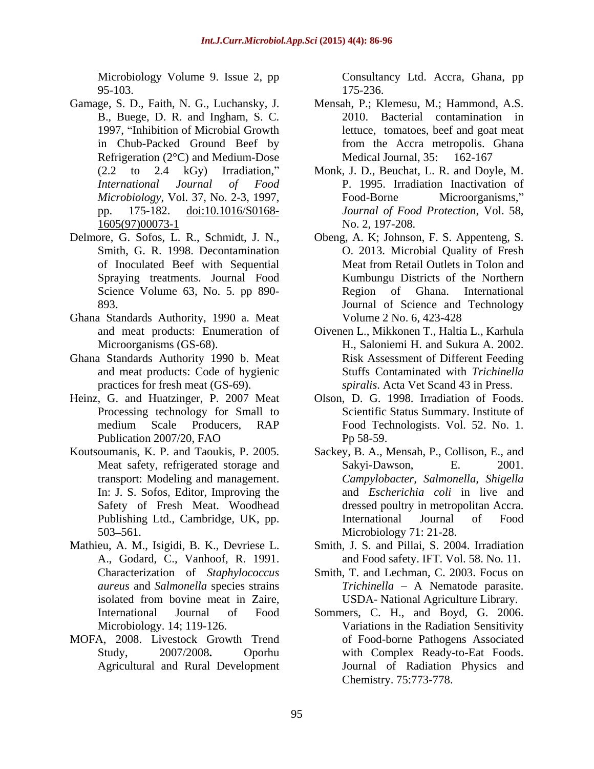Microbiology Volume 9. Issue 2, pp 95-103.

Gamage, S. D., Faith, N. G., Luchansky, J. B., Buege, D. R. and Ingham, S. C. 1997, "Inhibition of Microbial Growth in Chub-Packed Ground Beef by Refrigeration (2°C) and Medium-Dose (2.2 to 2.4 kGy) Irradiation," *International Journal of Food Microbiology*, Vol. 37, No. 2-3, 1997, pp. 175-182. doi:10.1016/S0168-1605(97)00073-1

Delmore, G. Sofos, L. R., Schmidt, J. N., Smith, G. R. 1998. Decontamination of Inoculated Beef with Sequential Spraying treatments. Journal Food Science Volume 63, No. 5. pp 890-893.

Ghana Standards Authority, 1990 a. Meat and meat products: Enumeration of Microorganisms (GS-68).

Ghana Standards Authority 1990 b. Meat and meat products: Code of hygienic practices for fresh meat (GS-69).

Heinz, G. and Huatzinger, P. 2007 Meat Processing technology for Small to medium Scale Producers, RAP Publication 2007/20, FAO

Koutsoumanis, K. P. and Taoukis, P. 2005. Meat safety, refrigerated storage and transport: Modeling and management. In: J. S. Sofos, Editor, Improving the Safety of Fresh Meat. Woodhead Publishing Ltd., Cambridge, UK, pp. 503–561.

Mathieu, A. M., Isigidi, B. K., Devriese L. A., Godard, C., Vanhoof, R. 1991. Characterization of *Staphylococcus aureus* and *Salmonella* species strains isolated from bovine meat in Zaire, International Journal of Food Microbiology. 14; 119-126.

MOFA, 2008. Livestock Growth Trend Study, 2007/2008**.** Oporhu Agricultural and Rural Development Consultancy Ltd. Accra, Ghana, pp 175-236.

Mensah, P.; Klemesu, M.; Hammond, A.S. 2010. Bacterial contamination in lettuce, tomatoes, beef and goat meat from the Accra metropolis. Ghana Medical Journal, 35: 162-167

Monk, J. D., Beuchat, L. R. and Doyle, M. P. 1995. Irradiation Inactivation of Food-Borne Microorganisms," *Journal of Food Protection*, Vol. 58, No. 2, 197-208.

Obeng, A. K; Johnson, F. S. Appenteng, S. O. 2013. Microbial Quality of Fresh Meat from Retail Outlets in Tolon and Kumbungu Districts of the Northern Region of Ghana. International Journal of Science and Technology Volume 2 No. 6, 423-428

Oivenen L., Mikkonen T., Haltia L., Karhula H., Saloniemi H. and Sukura A. 2002. Risk Assessment of Different Feeding Stuffs Contaminated with *Trichinella spiralis*. Acta Vet Scand 43 in Press.

Olson, D. G. 1998. Irradiation of Foods. Scientific Status Summary. Institute of Food Technologists. Vol. 52. No. 1. Pp 58-59.

Sackey, B. A., Mensah, P., Collison, E., and Sakyi-Dawson, E. 2001. *Campylobacter, Salmonella, Shigella* and *Escherichia coli* in live and dressed poultry in metropolitan Accra. International Journal of Food Microbiology 71: 21-28.

Smith, J. S. and Pillai, S. 2004. Irradiation and Food safety. IFT. Vol. 58. No. 11.

Smith, T. and Lechman, C. 2003. Focus on *Trichinella* – A Nematode parasite. USDA- National Agriculture Library.

Sommers, C. H., and Boyd, G. 2006. Variations in the Radiation Sensitivity of Food-borne Pathogens Associated with Complex Ready-to-Eat Foods. Journal of Radiation Physics and Chemistry. 75:773-778.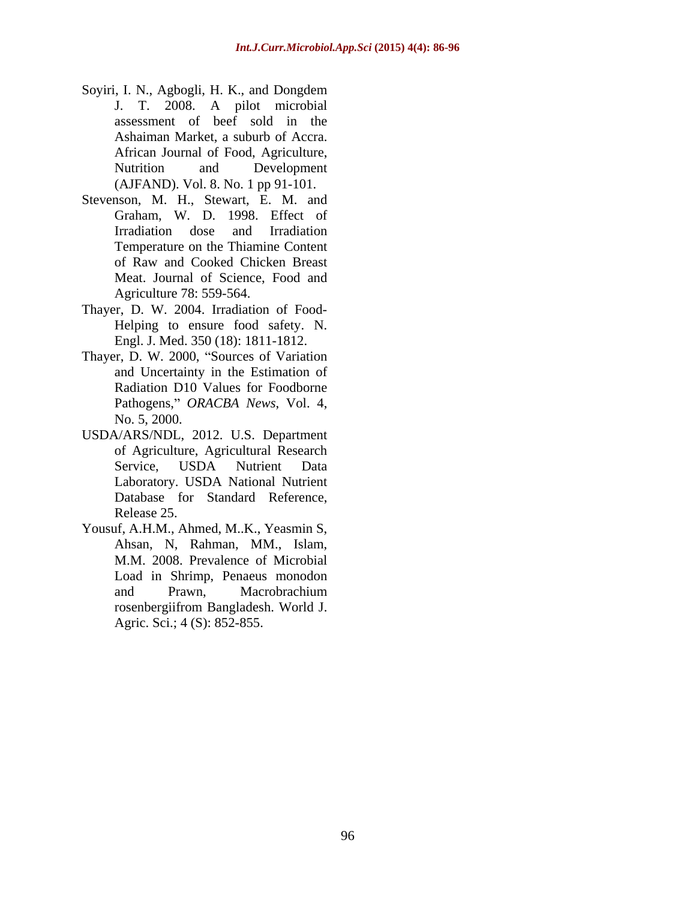Soyiri, I. N., Agbogli, H. K., and Dongdem J. T. 2008. A pilot microbial assessment of beef sold in the Ashaiman Market, a suburb of Accra. African Journal of Food, Agriculture, Nutrition and Development (AJFAND). Vol. 8. No. 1 pp 91-101.

Stevenson, M. H., Stewart, E. M. and Graham, W. D. 1998. Effect of Irradiation dose and Irradiation Temperature on the Thiamine Content of Raw and Cooked Chicken Breast Meat. Journal of Science, Food and Agriculture 78: 559-564.

Thayer, D. W. 2004. Irradiation of Food- Helping to ensure food safety. N. Engl. J. Med. 350 (18): 1811-1812.

Thayer, D. W. 2000, "Sources of Variation and Uncertainty in the Estimation of Radiation D10 Values for Foodborne Pathogens," *ORACBA News*, Vol. 4, No. 5, 2000.

USDA/ARS/NDL, 2012. U.S. Department of Agriculture, Agricultural Research Service, USDA Nutrient Data Laboratory. USDA National Nutrient Database for Standard Reference, Release 25.

Yousuf, A.H.M., Ahmed, M..K., Yeasmin S, Ahsan, N, Rahman, MM., Islam, M.M. 2008. Prevalence of Microbial Load in Shrimp, Penaeus monodon and Prawn, Macrobrachium rosenbergiifrom Bangladesh. World J. Agric. Sci.; 4 (S): 852-855.